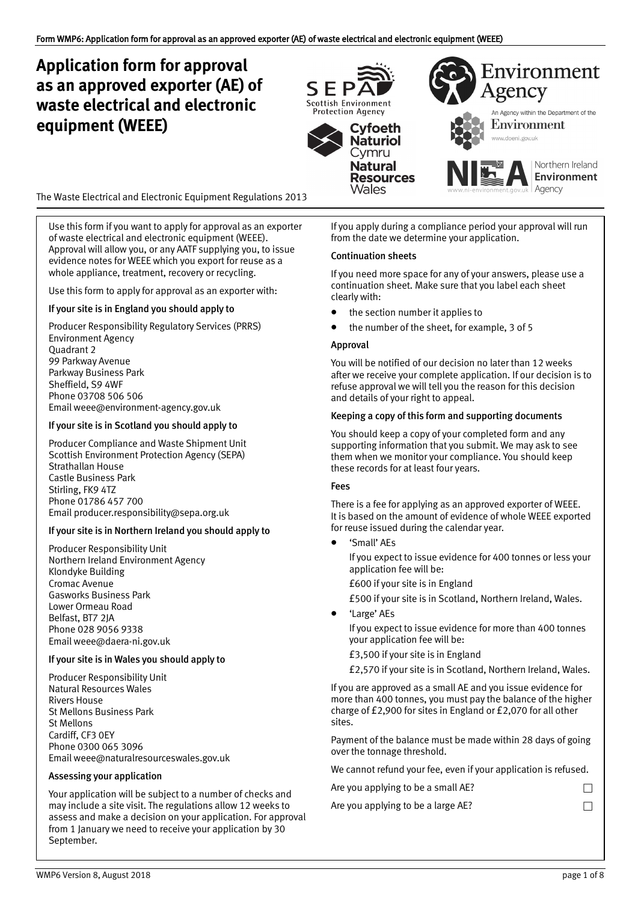# Application form for approval as an approved exporter (AE) of waste electrical and electronic equipment (WEEE)

The Waste Electrical and Electronic Equipment Regulations 2013

Use this form if you want to apply for approval as an exporter of waste electrical and electronic equipment (WEEE). Approval will allow you, or any AATF supplying you, to issue evidence notes for WEEE which you export for reuse as a whole appliance, treatment, recovery or recycling.

Use this form to apply for approval as an exporter with:

### If your site is in England you should apply to

Producer Responsibility Regulatory Services (PRRS)
Environment Agency
Quadrant 2
99 Parkway Avenue
Parkway Business Park
Sheffield, S9 4WF
Phone 03708 506 506
Email weee@environment-agency.gov.uk

### If your site is in Scotland you should apply to

Producer Compliance and Waste Shipment Unit
Scottish Environment Protection Agency (SEPA)
Strathallan House
Castle Business Park
Stirling, FK9 4TZ
Phone 01786 457 700
Email producer.responsibility@sepa.org.uk

### If your site is in Northern Ireland you should apply to

Producer Responsibility Unit
Northern Ireland Environment Agency
Klondyke Building
Cromac Avenue
Gasworks Business Park
Lower Ormeau Road
Belfast, BT7 2JA
Phone 028 9056 9338
Email weee@daera-ni.gov.uk

### If your site is in Wales you should apply to

Producer Responsibility Unit
Natural Resources Wales
Rivers House
St Mellons Business Park
St Mellons
Cardiff, CF3 0EY
Phone 0300 065 3096
Email weee@naturalresourceswales.gov.uk

### Assessing your application

Your application will be subject to a number of checks and may include a site visit. The regulations allow 12 weeks to assess and make a decision on your application. For approval from 1 January we need to receive your application by 30 September.

If you apply during a compliance period your approval will run from the date we determine your application.

### Continuation sheets

If you need more space for any of your answers, please use a continuation sheet. Make sure that you label each sheet clearly with:

- the section number it applies to
- the number of the sheet, for example, 3 of 5

### Approval

You will be notified of our decision no later than 12 weeks after we receive your complete application. If our decision is to refuse approval we will tell you the reason for this decision and details of your right to appeal.

### Keeping a copy of this form and supporting documents

You should keep a copy of your completed form and any supporting information that you submit. We may ask to see them when we monitor your compliance. You should keep these records for at least four years.

### Fees

There is a fee for applying as an approved exporter of WEEE. It is based on the amount of evidence of whole WEEE exported for reuse issued during the calendar year.

- 'Small' AEs

  If you expect to issue evidence for 400 tonnes or less your application fee will be:

  £600 if your site is in England

  £500 if your site is in Scotland, Northern Ireland, Wales.

- 'Large' AEs

  If you expect to issue evidence for more than 400 tonnes your application fee will be:

  £3,500 if your site is in England

  £2,570 if your site is in Scotland, Northern Ireland, Wales.

If you are approved as a small AE and you issue evidence for more than 400 tonnes, you must pay the balance of the higher charge of £2,900 for sites in England or £2,070 for all other sites.

Payment of the balance must be made within 28 days of going over the tonnage threshold.

We cannot refund your fee, even if your application is refused.

Are you applying to be a small AE? ☐

Are you applying to be a large AE? ☐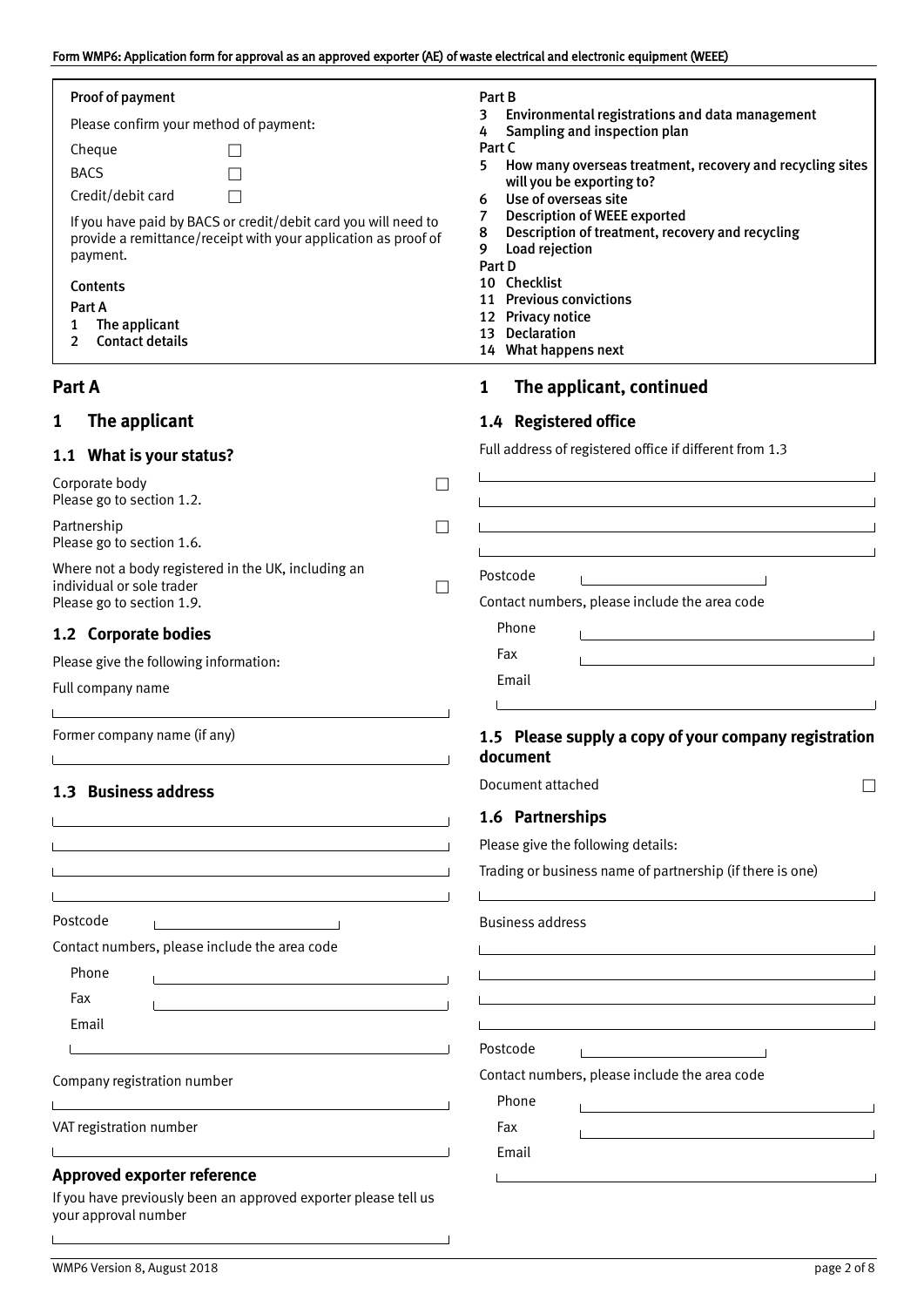**Proof of payment**

Please confirm your method of payment:

- Cheque ☐
- BACS ☐
- Credit/debit card ☐

If you have paid by BACS or credit/debit card you will need to provide a remittance/receipt with your application as proof of payment.

**Contents**

**Part A**
1. The applicant
2. Contact details

**Part B**
3. Environmental registrations and data management
4. Sampling and inspection plan

**Part C**
5. How many overseas treatment, recovery and recycling sites will you be exporting to?
6. Use of overseas site
7. Description of WEEE exported
8. Description of treatment, recovery and recycling
9. Load rejection

**Part D**
10. Checklist
11. Previous convictions
12. Privacy notice
13. Declaration
14. What happens next

## Part A

## 1 The applicant

### 1.1 What is your status?

Corporate body ☐
Please go to section 1.2.

Partnership ☐
Please go to section 1.6.

Where not a body registered in the UK, including an individual or sole trader ☐
Please go to section 1.9.

### 1.2 Corporate bodies

Please give the following information:

Full company name

Former company name (if any)

### 1.3 Business address

Postcode

Contact numbers, please include the area code

Phone

Fax

Email

Company registration number

VAT registration number

### Approved exporter reference

If you have previously been an approved exporter please tell us your approval number

## 1 The applicant, continued

### 1.4 Registered office

Full address of registered office if different from 1.3

Postcode

Contact numbers, please include the area code

Phone

Fax

Email

### 1.5 Please supply a copy of your company registration document

Document attached ☐

### 1.6 Partnerships

Please give the following details:

Trading or business name of partnership (if there is one)

Business address

Postcode

Contact numbers, please include the area code

Phone

Fax

Email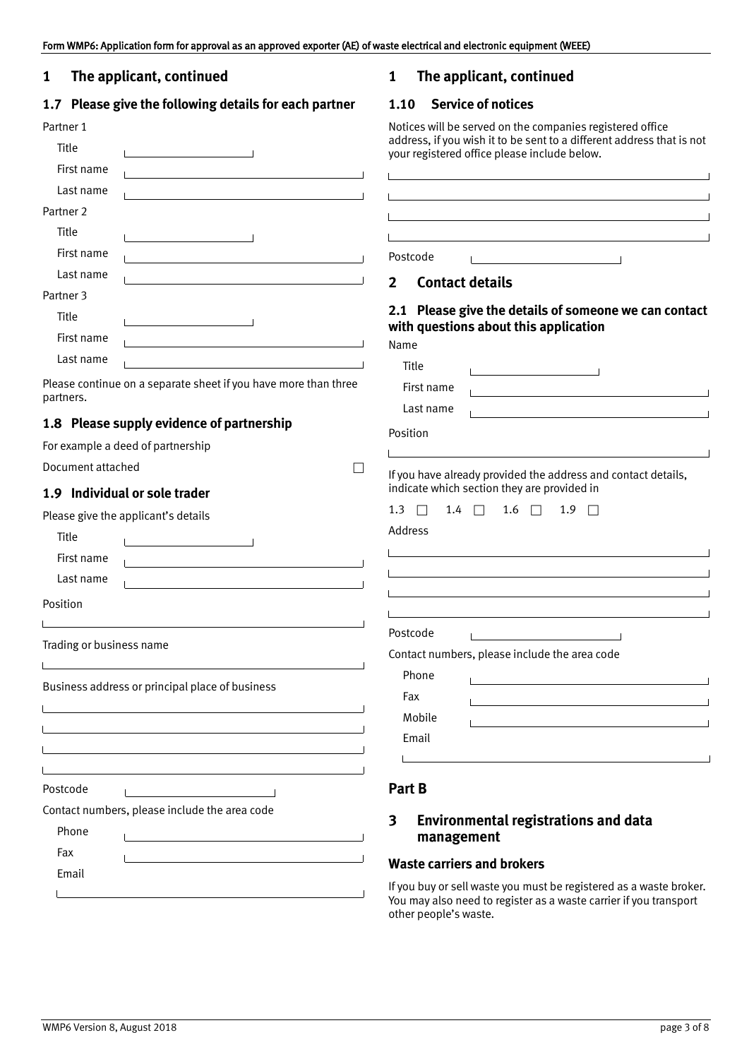## 1 The applicant, continued

### 1.7 Please give the following details for each partner

Partner 1

Title

First name

Last name

Partner 2

Title

First name

Last name

Partner 3

Title

First name

Last name

Please continue on a separate sheet if you have more than three partners.

### 1.8 Please supply evidence of partnership

For example a deed of partnership

Document attached ☐

### 1.9 Individual or sole trader

Please give the applicant's details

Title

First name

Last name

Position

Trading or business name

Business address or principal place of business

Postcode

Contact numbers, please include the area code

Phone

Fax

Email

## 1 The applicant, continued

### 1.10 Service of notices

Notices will be served on the companies registered office address, if you wish it to be sent to a different address that is not your registered office please include below.

Postcode

## 2 Contact details

### 2.1 Please give the details of someone we can contact with questions about this application

Name

Title

First name

Last name

Position

If you have already provided the address and contact details, indicate which section they are provided in

1.3 ☐ 1.4 ☐ 1.6 ☐ 1.9 ☐

Address

Postcode

Contact numbers, please include the area code

Phone

Fax

Mobile

Email

## Part B

## 3 Environmental registrations and data management

### Waste carriers and brokers

If you buy or sell waste you must be registered as a waste broker. You may also need to register as a waste carrier if you transport other people's waste.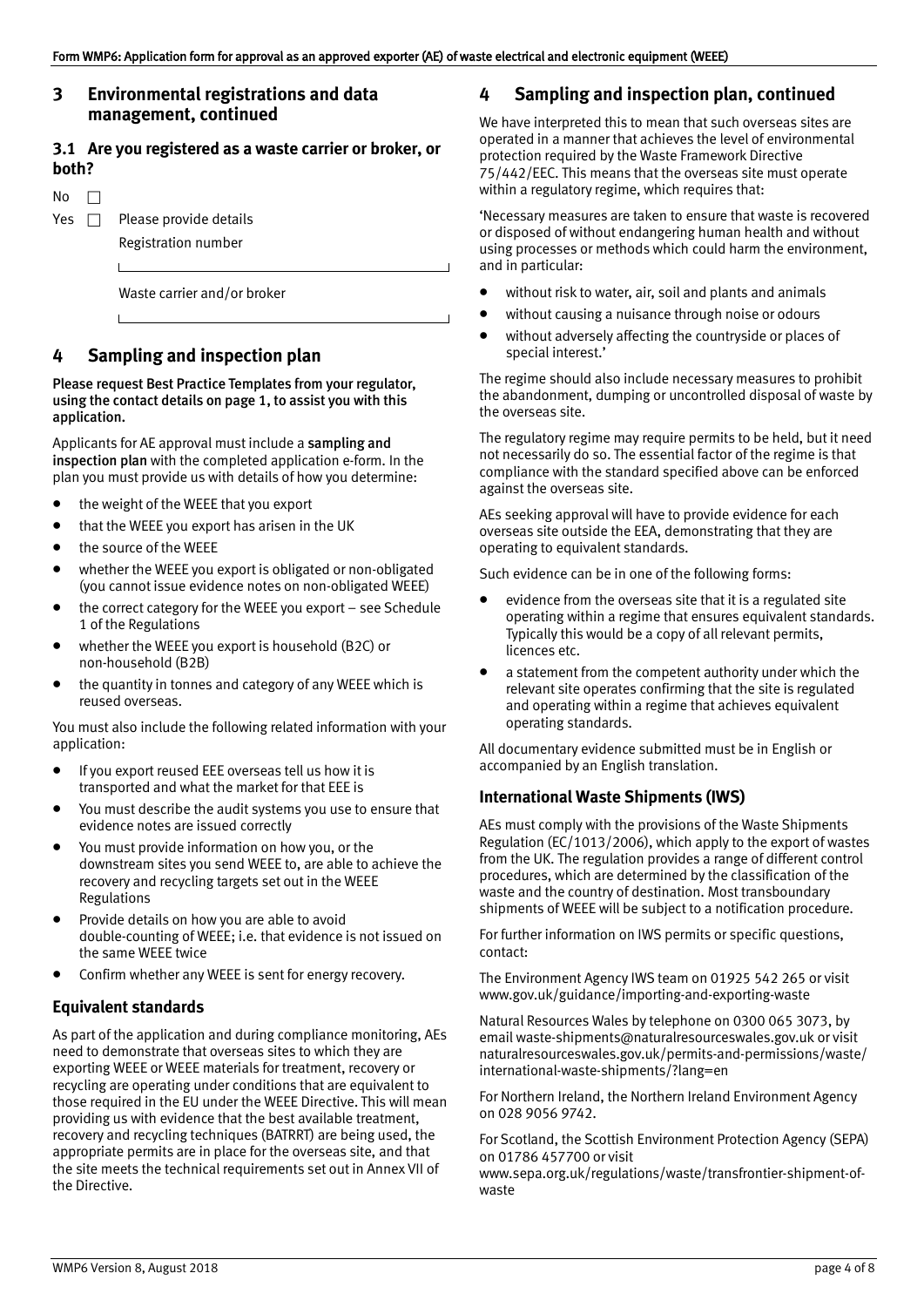## 3 Environmental registrations and data management, continued

### 3.1 Are you registered as a waste carrier or broker, or both?

No ☐

Yes ☐ Please provide details

Registration number

\_\_\_\_\_\_\_\_\_\_\_\_\_\_\_\_\_\_\_\_\_\_\_\_\_\_\_\_\_\_

Waste carrier and/or broker

\_\_\_\_\_\_\_\_\_\_\_\_\_\_\_\_\_\_\_\_\_\_\_\_\_\_\_\_\_\_

## 4 Sampling and inspection plan

**Please request Best Practice Templates from your regulator, using the contact details on page 1, to assist you with this application.**

Applicants for AE approval must include a **sampling and inspection plan** with the completed application e-form. In the plan you must provide us with details of how you determine:

- the weight of the WEEE that you export
- that the WEEE you export has arisen in the UK
- the source of the WEEE
- whether the WEEE you export is obligated or non-obligated (you cannot issue evidence notes on non-obligated WEEE)
- the correct category for the WEEE you export – see Schedule 1 of the Regulations
- whether the WEEE you export is household (B2C) or non-household (B2B)
- the quantity in tonnes and category of any WEEE which is reused overseas.

You must also include the following related information with your application:

- If you export reused EEE overseas tell us how it is transported and what the market for that EEE is
- You must describe the audit systems you use to ensure that evidence notes are issued correctly
- You must provide information on how you, or the downstream sites you send WEEE to, are able to achieve the recovery and recycling targets set out in the WEEE Regulations
- Provide details on how you are able to avoid double-counting of WEEE; i.e. that evidence is not issued on the same WEEE twice
- Confirm whether any WEEE is sent for energy recovery.

### Equivalent standards

As part of the application and during compliance monitoring, AEs need to demonstrate that overseas sites to which they are exporting WEEE or WEEE materials for treatment, recovery or recycling are operating under conditions that are equivalent to those required in the EU under the WEEE Directive. This will mean providing us with evidence that the best available treatment, recovery and recycling techniques (BATRRT) are being used, the appropriate permits are in place for the overseas site, and that the site meets the technical requirements set out in Annex VII of the Directive.

## 4 Sampling and inspection plan, continued

We have interpreted this to mean that such overseas sites are operated in a manner that achieves the level of environmental protection required by the Waste Framework Directive 75/442/EEC. This means that the overseas site must operate within a regulatory regime, which requires that:

'Necessary measures are taken to ensure that waste is recovered or disposed of without endangering human health and without using processes or methods which could harm the environment, and in particular:

- without risk to water, air, soil and plants and animals
- without causing a nuisance through noise or odours
- without adversely affecting the countryside or places of special interest.'

The regime should also include necessary measures to prohibit the abandonment, dumping or uncontrolled disposal of waste by the overseas site.

The regulatory regime may require permits to be held, but it need not necessarily do so. The essential factor of the regime is that compliance with the standard specified above can be enforced against the overseas site.

AEs seeking approval will have to provide evidence for each overseas site outside the EEA, demonstrating that they are operating to equivalent standards.

Such evidence can be in one of the following forms:

- evidence from the overseas site that it is a regulated site operating within a regime that ensures equivalent standards. Typically this would be a copy of all relevant permits, licences etc.
- a statement from the competent authority under which the relevant site operates confirming that the site is regulated and operating within a regime that achieves equivalent operating standards.

All documentary evidence submitted must be in English or accompanied by an English translation.

### International Waste Shipments (IWS)

AEs must comply with the provisions of the Waste Shipments Regulation (EC/1013/2006), which apply to the export of wastes from the UK. The regulation provides a range of different control procedures, which are determined by the classification of the waste and the country of destination. Most transboundary shipments of WEEE will be subject to a notification procedure.

For further information on IWS permits or specific questions, contact:

The Environment Agency IWS team on 01925 542 265 or visit www.gov.uk/guidance/importing-and-exporting-waste

Natural Resources Wales by telephone on 0300 065 3073, by email waste-shipments@naturalresourceswales.gov.uk or visit naturalresourceswales.gov.uk/permits-and-permissions/waste/international-waste-shipments/?lang=en

For Northern Ireland, the Northern Ireland Environment Agency on 028 9056 9742.

For Scotland, the Scottish Environment Protection Agency (SEPA) on 01786 457700 or visit www.sepa.org.uk/regulations/waste/transfrontier-shipment-of-waste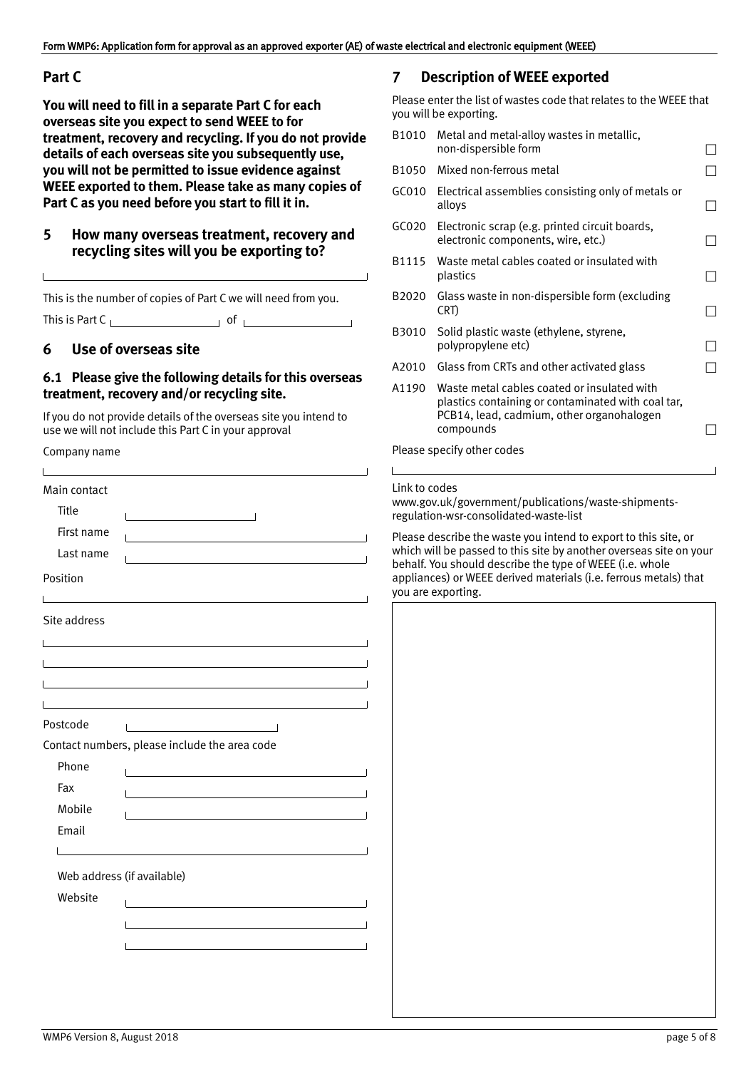## Part C

**You will need to fill in a separate Part C for each overseas site you expect to send WEEE to for treatment, recovery and recycling. If you do not provide details of each overseas site you subsequently use, you will not be permitted to issue evidence against WEEE exported to them. Please take as many copies of Part C as you need before you start to fill it in.**

## 5 How many overseas treatment, recovery and recycling sites will you be exporting to?

______________________________

This is the number of copies of Part C we will need from you.

This is Part C ______________ of ______________

## 6 Use of overseas site

### 6.1 Please give the following details for this overseas treatment, recovery and/or recycling site.

If you do not provide details of the overseas site you intend to use we will not include this Part C in your approval

Company name

______________________________

Main contact

Title ______________

First name ______________________________

Last name ______________________________

Position

______________________________

Site address

______________________________

______________________________

______________________________

______________________________

Postcode ______________

Contact numbers, please include the area code

Phone ______________________________

Fax ______________________________

Mobile ______________________________

Email

______________________________

Web address (if available)

Website ______________________________

______________________________

______________________________

## 7 Description of WEEE exported

Please enter the list of wastes code that relates to the WEEE that you will be exporting.

| Code | Description | |
|---|---|---|
| B1010 | Metal and metal-alloy wastes in metallic, non-dispersible form | ☐ |
| B1050 | Mixed non-ferrous metal | ☐ |
| GC010 | Electrical assemblies consisting only of metals or alloys | ☐ |
| GC020 | Electronic scrap (e.g. printed circuit boards, electronic components, wire, etc.) | ☐ |
| B1115 | Waste metal cables coated or insulated with plastics | ☐ |
| B2020 | Glass waste in non-dispersible form (excluding CRT) | ☐ |
| B3010 | Solid plastic waste (ethylene, styrene, polypropylene etc) | ☐ |
| A2010 | Glass from CRTs and other activated glass | ☐ |
| A1190 | Waste metal cables coated or insulated with plastics containing or contaminated with coal tar, PCB14, lead, cadmium, other organohalogen compounds | ☐ |

Please specify other codes

______________________________

Link to codes
www.gov.uk/government/publications/waste-shipments-regulation-wsr-consolidated-waste-list

Please describe the waste you intend to export to this site, or which will be passed to this site by another overseas site on your behalf. You should describe the type of WEEE (i.e. whole appliances) or WEEE derived materials (i.e. ferrous metals) that you are exporting.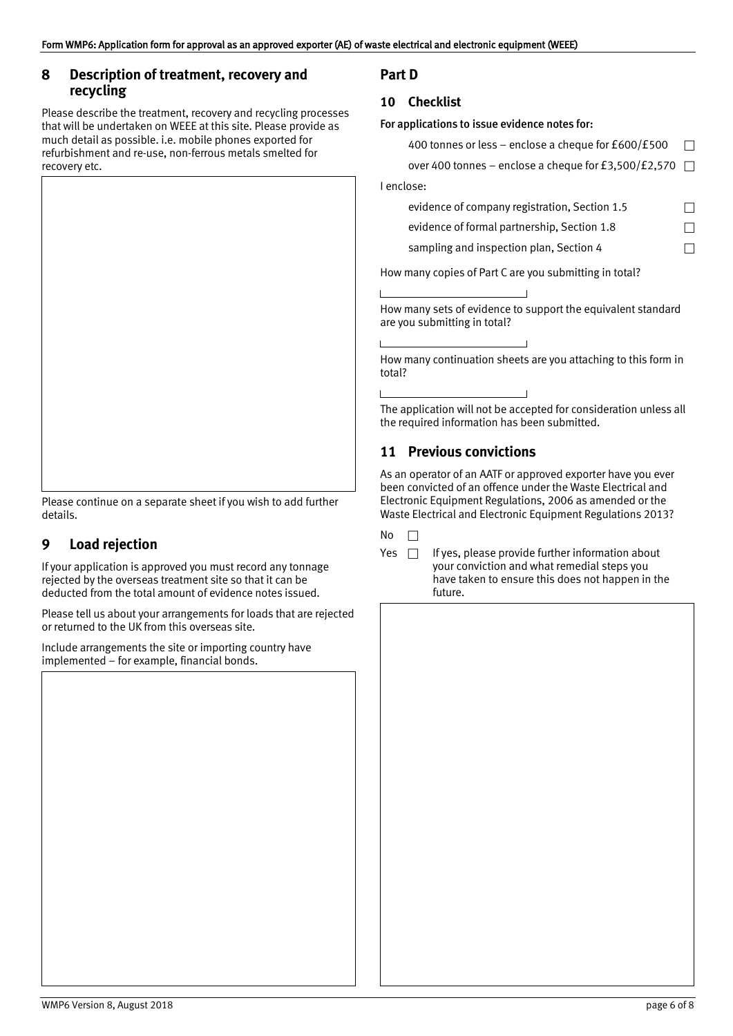## 8 Description of treatment, recovery and recycling

Please describe the treatment, recovery and recycling processes that will be undertaken on WEEE at this site. Please provide as much detail as possible. i.e. mobile phones exported for refurbishment and re-use, non-ferrous metals smelted for recovery etc.

Please continue on a separate sheet if you wish to add further details.

## 9 Load rejection

If your application is approved you must record any tonnage rejected by the overseas treatment site so that it can be deducted from the total amount of evidence notes issued.

Please tell us about your arrangements for loads that are rejected or returned to the UK from this overseas site.

Include arrangements the site or importing country have implemented – for example, financial bonds.

# Part D

## 10 Checklist

**For applications to issue evidence notes for:**

- 400 tonnes or less – enclose a cheque for £600/£500 ☐
- over 400 tonnes – enclose a cheque for £3,500/£2,570 ☐

I enclose:

- evidence of company registration, Section 1.5 ☐
- evidence of formal partnership, Section 1.8 ☐
- sampling and inspection plan, Section 4 ☐

How many copies of Part C are you submitting in total?

How many sets of evidence to support the equivalent standard are you submitting in total?

How many continuation sheets are you attaching to this form in total?

The application will not be accepted for consideration unless all the required information has been submitted.

## 11 Previous convictions

As an operator of an AATF or approved exporter have you ever been convicted of an offence under the Waste Electrical and Electronic Equipment Regulations, 2006 as amended or the Waste Electrical and Electronic Equipment Regulations 2013?

No ☐

Yes ☐ If yes, please provide further information about your conviction and what remedial steps you have taken to ensure this does not happen in the future.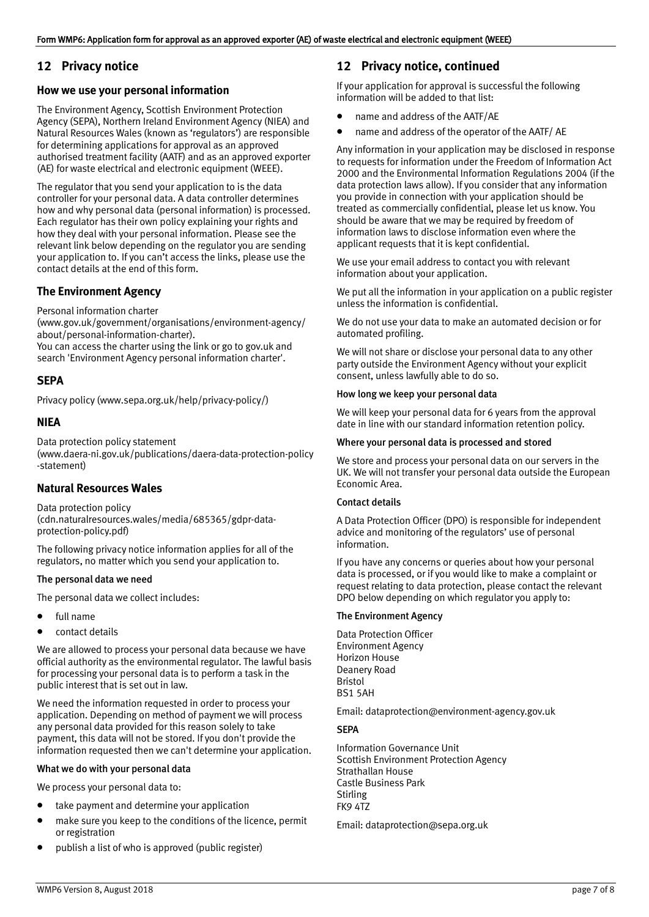## 12 Privacy notice

### How we use your personal information

The Environment Agency, Scottish Environment Protection Agency (SEPA), Northern Ireland Environment Agency (NIEA) and Natural Resources Wales (known as 'regulators') are responsible for determining applications for approval as an approved authorised treatment facility (AATF) and as an approved exporter (AE) for waste electrical and electronic equipment (WEEE).

The regulator that you send your application to is the data controller for your personal data. A data controller determines how and why personal data (personal information) is processed. Each regulator has their own policy explaining your rights and how they deal with your personal information. Please see the relevant link below depending on the regulator you are sending your application to. If you can't access the links, please use the contact details at the end of this form.

### The Environment Agency

Personal information charter (www.gov.uk/government/organisations/environment-agency/about/personal-information-charter).
You can access the charter using the link or go to gov.uk and search 'Environment Agency personal information charter'.

### SEPA

Privacy policy (www.sepa.org.uk/help/privacy-policy/)

### NIEA

Data protection policy statement (www.daera-ni.gov.uk/publications/daera-data-protection-policy-statement)

### Natural Resources Wales

Data protection policy (cdn.naturalresources.wales/media/685365/gdpr-data-protection-policy.pdf)

The following privacy notice information applies for all of the regulators, no matter which you send your application to.

#### The personal data we need

The personal data we collect includes:

- full name
- contact details

We are allowed to process your personal data because we have official authority as the environmental regulator. The lawful basis for processing your personal data is to perform a task in the public interest that is set out in law.

We need the information requested in order to process your application. Depending on method of payment we will process any personal data provided for this reason solely to take payment, this data will not be stored. If you don't provide the information requested then we can't determine your application.

#### What we do with your personal data

We process your personal data to:

- take payment and determine your application
- make sure you keep to the conditions of the licence, permit or registration
- publish a list of who is approved (public register)

## 12 Privacy notice, continued

If your application for approval is successful the following information will be added to that list:

- name and address of the AATF/AE
- name and address of the operator of the AATF/ AE

Any information in your application may be disclosed in response to requests for information under the Freedom of Information Act 2000 and the Environmental Information Regulations 2004 (if the data protection laws allow). If you consider that any information you provide in connection with your application should be treated as commercially confidential, please let us know. You should be aware that we may be required by freedom of information laws to disclose information even where the applicant requests that it is kept confidential.

We use your email address to contact you with relevant information about your application.

We put all the information in your application on a public register unless the information is confidential.

We do not use your data to make an automated decision or for automated profiling.

We will not share or disclose your personal data to any other party outside the Environment Agency without your explicit consent, unless lawfully able to do so.

#### How long we keep your personal data

We will keep your personal data for 6 years from the approval date in line with our standard information retention policy.

#### Where your personal data is processed and stored

We store and process your personal data on our servers in the UK. We will not transfer your personal data outside the European Economic Area.

#### Contact details

A Data Protection Officer (DPO) is responsible for independent advice and monitoring of the regulators' use of personal information.

If you have any concerns or queries about how your personal data is processed, or if you would like to make a complaint or request relating to data protection, please contact the relevant DPO below depending on which regulator you apply to:

#### The Environment Agency

Data Protection Officer
Environment Agency
Horizon House
Deanery Road
Bristol
BS1 5AH

Email: dataprotection@environment-agency.gov.uk

#### SEPA

Information Governance Unit
Scottish Environment Protection Agency
Strathallan House
Castle Business Park
Stirling
FK9 4TZ

Email: dataprotection@sepa.org.uk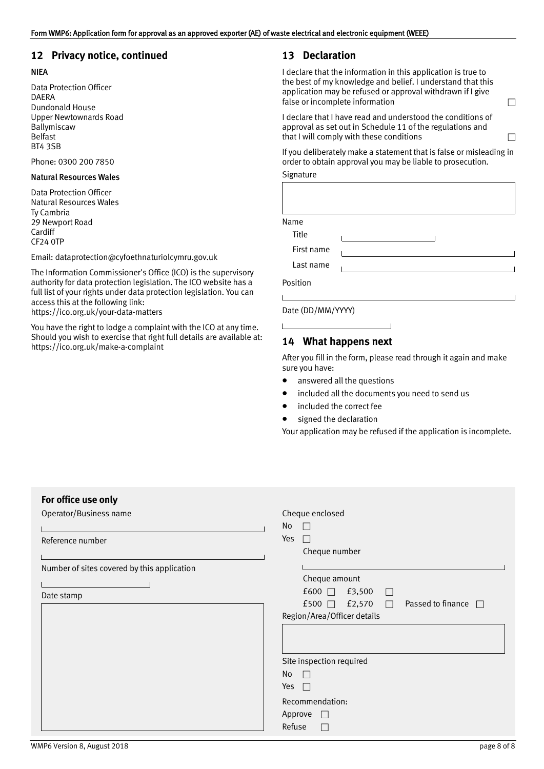## 12 Privacy notice, continued

**NIEA**

Data Protection Officer
DAERA
Dundonald House
Upper Newtownards Road
Ballymiscaw
Belfast
BT4 3SB

Phone: 0300 200 7850

**Natural Resources Wales**

Data Protection Officer
Natural Resources Wales
Ty Cambria
29 Newport Road
Cardiff
CF24 0TP

Email: dataprotection@cyfoethnaturiolcymru.gov.uk

The Information Commissioner's Office (ICO) is the supervisory authority for data protection legislation. The ICO website has a full list of your rights under data protection legislation. You can access this at the following link:
https://ico.org.uk/your-data-matters

You have the right to lodge a complaint with the ICO at any time. Should you wish to exercise that right full details are available at: https://ico.org.uk/make-a-complaint

## 13 Declaration

I declare that the information in this application is true to the best of my knowledge and belief. I understand that this application may be refused or approval withdrawn if I give false or incomplete information ☐

I declare that I have read and understood the conditions of approval as set out in Schedule 11 of the regulations and that I will comply with these conditions ☐

If you deliberately make a statement that is false or misleading in order to obtain approval you may be liable to prosecution.

Signature

Name

Title

First name

Last name

Position

Date (DD/MM/YYYY)

## 14 What happens next

After you fill in the form, please read through it again and make sure you have:

- answered all the questions
- included all the documents you need to send us
- included the correct fee
- signed the declaration

Your application may be refused if the application is incomplete.

**For office use only**

Operator/Business name

Reference number

Number of sites covered by this application

Date stamp

Cheque enclosed

No ☐

Yes ☐

Cheque number

Cheque amount

£600 ☐ £3,500 ☐

£500 ☐ £2,570 ☐ Passed to finance ☐

Region/Area/Officer details

Site inspection required

No ☐

Yes ☐

Recommendation:

Approve ☐

Refuse ☐

WMP6 Version 8, August 2018